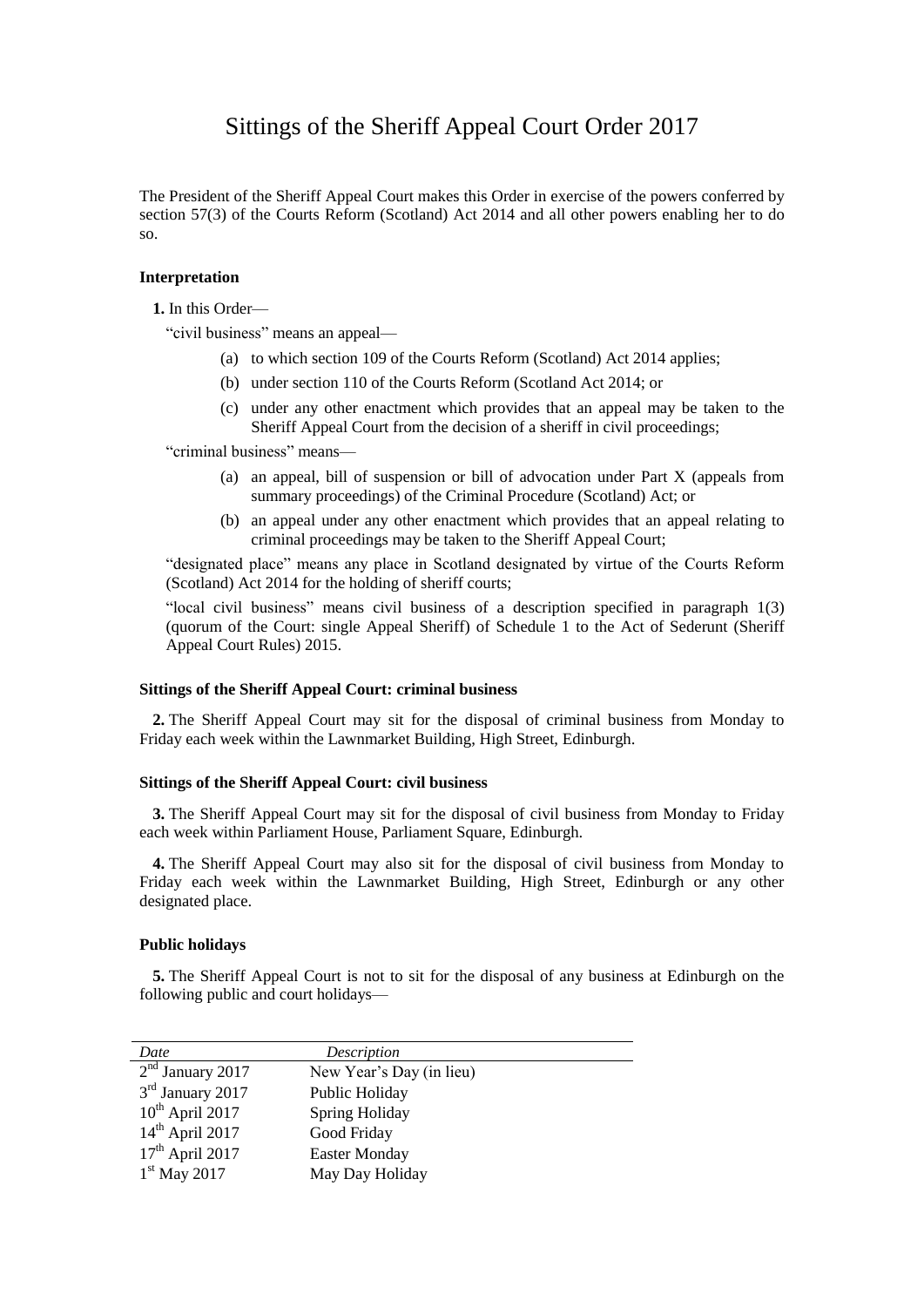# Sittings of the Sheriff Appeal Court Order 2017

The President of the Sheriff Appeal Court makes this Order in exercise of the powers conferred by section 57(3) of the Courts Reform (Scotland) Act 2014 and all other powers enabling her to do so.

### Interpretation

**1.** In this Order—

"civil business" means an appeal—

- (a) to which section 109 of the Courts Reform (Scotland) Act 2014 applies;
- (b) under section 110 of the Courts Reform (Scotland Act 2014; or
- (c) under any other enactment which provides that an appeal may be taken to the Sheriff Appeal Court from the decision of a sheriff in civil proceedings;

"criminal business" means—

- (a) an appeal, bill of suspension or bill of advocation under Part X (appeals from summary proceedings) of the Criminal Procedure (Scotland) Act; or
- (b) an appeal under any other enactment which provides that an appeal relating to criminal proceedings may be taken to the Sheriff Appeal Court;

"designated place" means any place in Scotland designated by virtue of the Courts Reform (Scotland) Act 2014 for the holding of sheriff courts;

"local civil business" means civil business of a description specified in paragraph 1(3) (quorum of the Court: single Appeal Sheriff) of Schedule 1 to the Act of Sederunt (Sheriff Appeal Court Rules) 2015.

### Sittings of the Sheriff Appeal Court: criminal business

**2.** The Sheriff Appeal Court may sit for the disposal of criminal business from Monday to Friday each week within the Lawnmarket Building, High Street, Edinburgh.

### Sittings of the Sheriff Appeal Court: civil business

**3.** The Sheriff Appeal Court may sit for the disposal of civil business from Monday to Friday each week within Parliament House, Parliament Square, Edinburgh.

**4.** The Sheriff Appeal Court may also sit for the disposal of civil business from Monday to Friday each week within the Lawnmarket Building, High Street, Edinburgh or any other designated place.

### Public holidays

**5.** The Sheriff Appeal Court is not to sit for the disposal of any business at Edinburgh on the following public and court holidays—

| *Date* | *Description* |
|---|---|
| 2nd January 2017 | New Year's Day (in lieu) |
| 3rd January 2017 | Public Holiday |
| 10th April 2017 | Spring Holiday |
| 14th April 2017 | Good Friday |
| 17th April 2017 | Easter Monday |
| 1st May 2017 | May Day Holiday |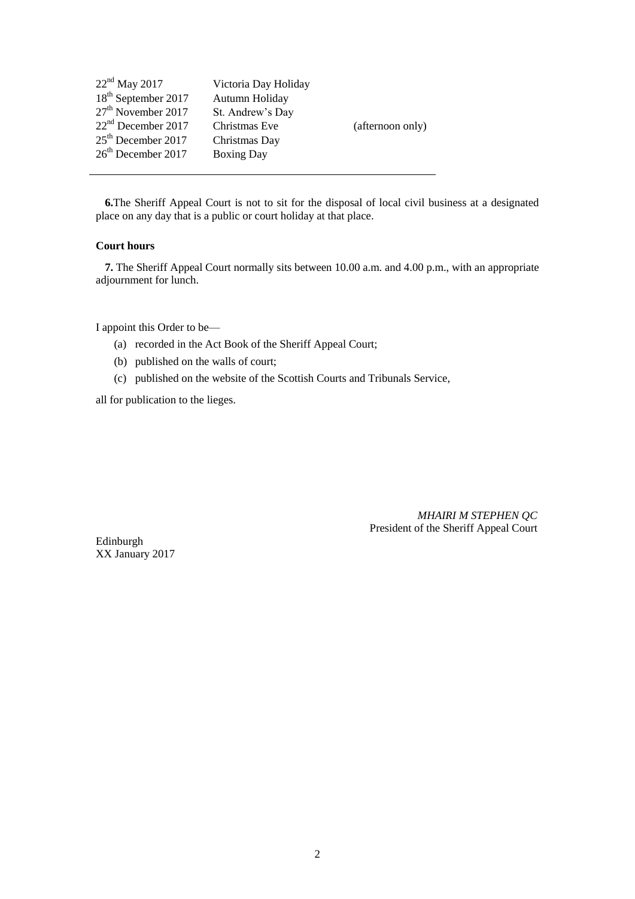| | | |
|---|---|---|
| 22nd May 2017 | Victoria Day Holiday | |
| 18th September 2017 | Autumn Holiday | |
| 27th November 2017 | St. Andrew's Day | |
| 22nd December 2017 | Christmas Eve | (afternoon only) |
| 25th December 2017 | Christmas Day | |
| 26th December 2017 | Boxing Day | |

**6.**The Sheriff Appeal Court is not to sit for the disposal of local civil business at a designated place on any day that is a public or court holiday at that place.

**Court hours**

**7.** The Sheriff Appeal Court normally sits between 10.00 a.m. and 4.00 p.m., with an appropriate adjournment for lunch.

I appoint this Order to be—

(a) recorded in the Act Book of the Sheriff Appeal Court;

(b) published on the walls of court;

(c) published on the website of the Scottish Courts and Tribunals Service,

all for publication to the lieges.

*MHAIRI M STEPHEN QC*
President of the Sheriff Appeal Court

Edinburgh
XX January 2017